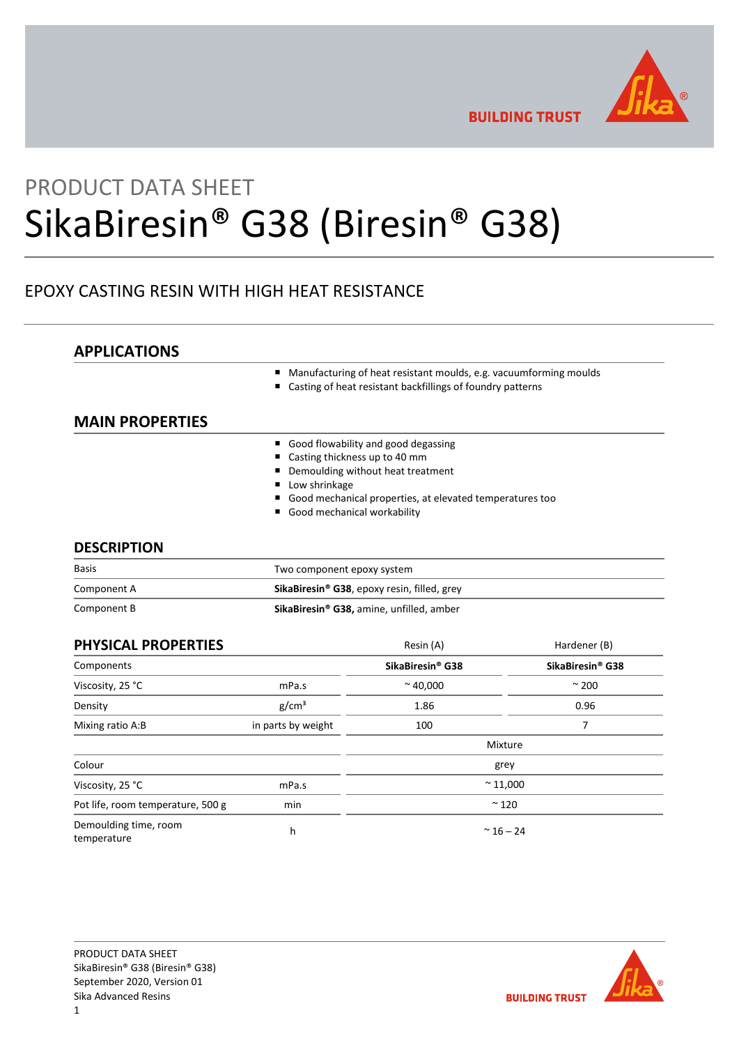PRODUCT DATA SHEET

# SikaBiresin® G38 (Biresin® G38)

EPOXY CASTING RESIN WITH HIGH HEAT RESISTANCE

## APPLICATIONS

- Manufacturing of heat resistant moulds, e.g. vacuumforming moulds
- Casting of heat resistant backfillings of foundry patterns

## MAIN PROPERTIES

- Good flowability and good degassing
- Casting thickness up to 40 mm
- Demoulding without heat treatment
- Low shrinkage
- Good mechanical properties, at elevated temperatures too
- Good mechanical workability

## DESCRIPTION

| | |
|---|---|
| Basis | Two component epoxy system |
| Component A | **SikaBiresin® G38**, epoxy resin, filled, grey |
| Component B | **SikaBiresin® G38,** amine, unfilled, amber |

## PHYSICAL PROPERTIES

| | | Resin (A) | Hardener (B) |
|---|---|---|---|
| Components | | **SikaBiresin® G38** | **SikaBiresin® G38** |
| Viscosity, 25 °C | mPa.s | ~ 40,000 | ~ 200 |
| Density | g/cm³ | 1.86 | 0.96 |
| Mixing ratio A:B | in parts by weight | 100 | 7 |
| | | Mixture | |
| Colour | | grey | |
| Viscosity, 25 °C | mPa.s | ~ 11,000 | |
| Pot life, room temperature, 500 g | min | ~ 120 | |
| Demoulding time, room temperature | h | ~ 16 – 24 | |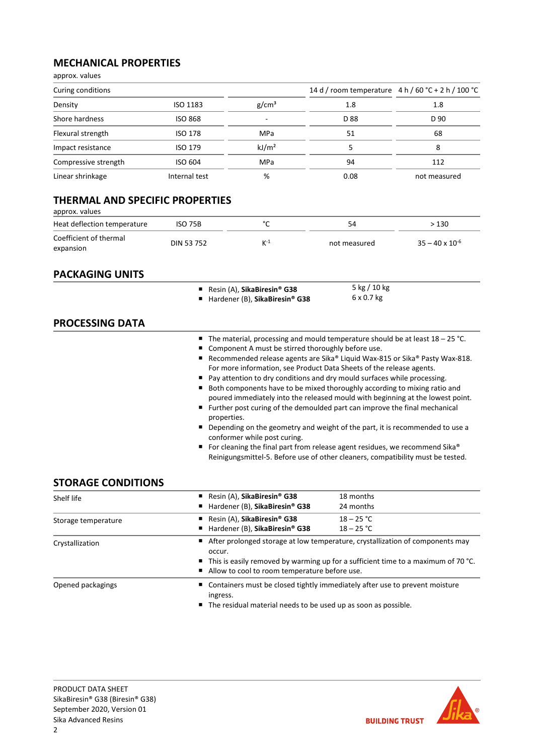## MECHANICAL PROPERTIES

approx. values

| Curing conditions | | | 14 d / room temperature | 4 h / 60 °C + 2 h / 100 °C |
|---|---|---|---|---|
| Density | ISO 1183 | g/cm³ | 1.8 | 1.8 |
| Shore hardness | ISO 868 | - | D 88 | D 90 |
| Flexural strength | ISO 178 | MPa | 51 | 68 |
| Impact resistance | ISO 179 | kJ/m² | 5 | 8 |
| Compressive strength | ISO 604 | MPa | 94 | 112 |
| Linear shrinkage | Internal test | % | 0.08 | not measured |

## THERMAL AND SPECIFIC PROPERTIES

approx. values

| | | | | |
|---|---|---|---|---|
| Heat deflection temperature | ISO 75B | °C | 54 | > 130 |
| Coefficient of thermal expansion | DIN 53 752 | $K^{-1}$ | not measured | $35 – 40 \times 10^{-6}$ |

## PACKAGING UNITS

| | |
|---|---|
| Resin (A), **SikaBiresin® G38** | 5 kg / 10 kg |
| Hardener (B), **SikaBiresin® G38** | 6 x 0.7 kg |

## PROCESSING DATA

- The material, processing and mould temperature should be at least 18 – 25 °C.
- Component A must be stirred thoroughly before use.
- Recommended release agents are Sika® Liquid Wax-815 or Sika® Pasty Wax-818. For more information, see Product Data Sheets of the release agents.
- Pay attention to dry conditions and dry mould surfaces while processing.
- Both components have to be mixed thoroughly according to mixing ratio and poured immediately into the released mould with beginning at the lowest point.
- Further post curing of the demoulded part can improve the final mechanical properties.
- Depending on the geometry and weight of the part, it is recommended to use a conformer while post curing.
- For cleaning the final part from release agent residues, we recommend Sika® Reinigungsmittel-5. Before use of other cleaners, compatibility must be tested.

## STORAGE CONDITIONS

| | | |
|---|---|---|
| Shelf life | Resin (A), **SikaBiresin® G38**<br>Hardener (B), **SikaBiresin® G38** | 18 months<br>24 months |
| Storage temperature | Resin (A), **SikaBiresin® G38**<br>Hardener (B), **SikaBiresin® G38** | 18 – 25 °C<br>18 – 25 °C |
| Crystallization | After prolonged storage at low temperature, crystallization of components may occur.<br>This is easily removed by warming up for a sufficient time to a maximum of 70 °C.<br>Allow to cool to room temperature before use. | |
| Opened packagings | Containers must be closed tightly immediately after use to prevent moisture ingress.<br>The residual material needs to be used up as soon as possible. | |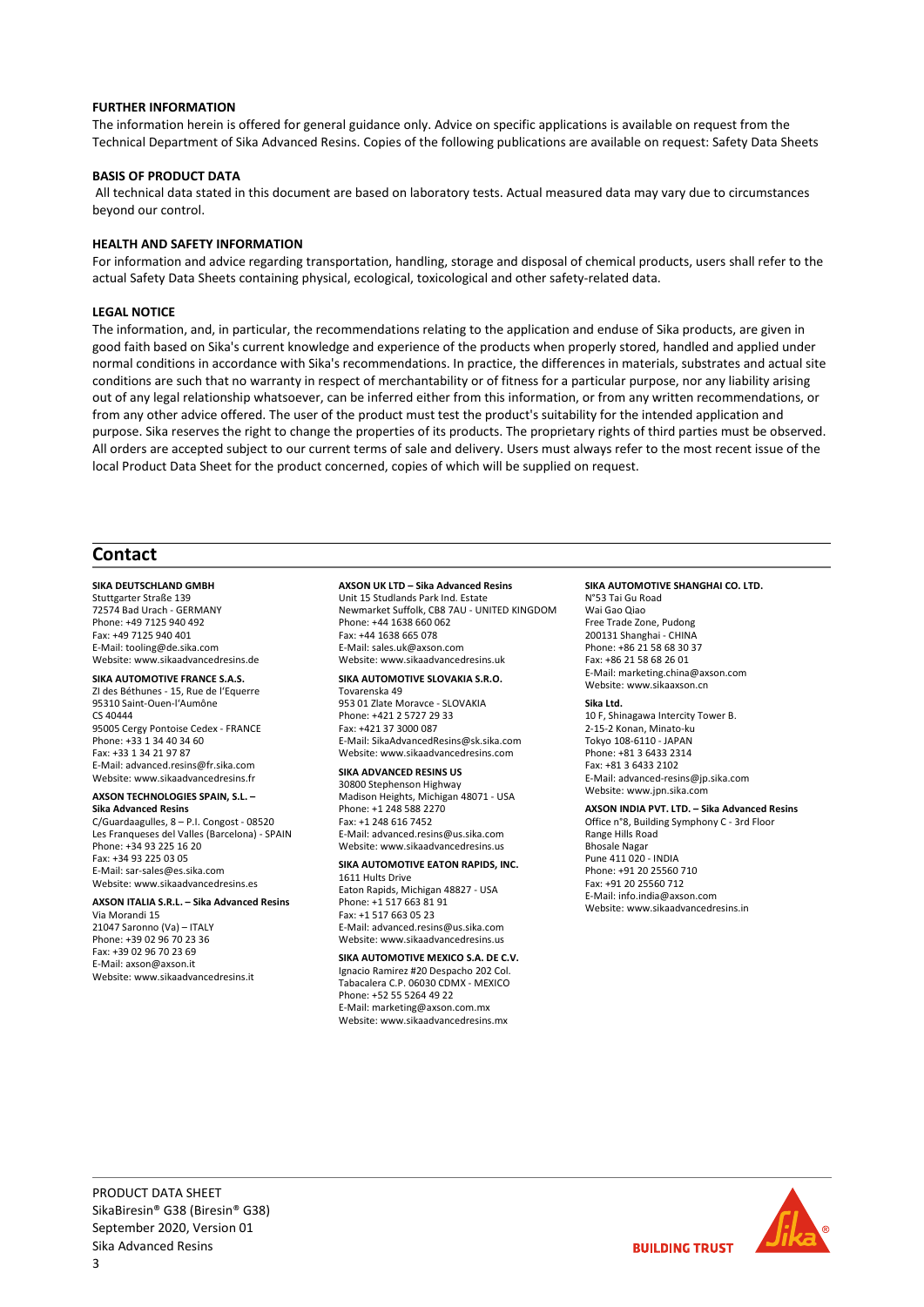### FURTHER INFORMATION

The information herein is offered for general guidance only. Advice on specific applications is available on request from the Technical Department of Sika Advanced Resins. Copies of the following publications are available on request: Safety Data Sheets

### BASIS OF PRODUCT DATA

All technical data stated in this document are based on laboratory tests. Actual measured data may vary due to circumstances beyond our control.

### HEALTH AND SAFETY INFORMATION

For information and advice regarding transportation, handling, storage and disposal of chemical products, users shall refer to the actual Safety Data Sheets containing physical, ecological, toxicological and other safety-related data.

### LEGAL NOTICE

The information, and, in particular, the recommendations relating to the application and enduse of Sika products, are given in good faith based on Sika's current knowledge and experience of the products when properly stored, handled and applied under normal conditions in accordance with Sika's recommendations. In practice, the differences in materials, substrates and actual site conditions are such that no warranty in respect of merchantability or of fitness for a particular purpose, nor any liability arising out of any legal relationship whatsoever, can be inferred either from this information, or from any written recommendations, or from any other advice offered. The user of the product must test the product's suitability for the intended application and purpose. Sika reserves the right to change the properties of its products. The proprietary rights of third parties must be observed. All orders are accepted subject to our current terms of sale and delivery. Users must always refer to the most recent issue of the local Product Data Sheet for the product concerned, copies of which will be supplied on request.

## Contact

**SIKA DEUTSCHLAND GMBH**
Stuttgarter Straße 139
72574 Bad Urach - GERMANY
Phone: +49 7125 940 492
Fax: +49 7125 940 401
E-Mail: tooling@de.sika.com
Website: www.sikaadvancedresins.de

**SIKA AUTOMOTIVE FRANCE S.A.S.**
ZI des Béthunes - 15, Rue de l'Equerre
95310 Saint-Ouen-l'Aumône
CS 40444
95005 Cergy Pontoise Cedex - FRANCE
Phone: +33 1 34 40 34 60
Fax: +33 1 34 21 97 87
E-Mail: advanced.resins@fr.sika.com
Website: www.sikaadvancedresins.fr

**AXSON TECHNOLOGIES SPAIN, S.L. – Sika Advanced Resins**
C/Guardaagulles, 8 – P.I. Congost - 08520
Les Franqueses del Valles (Barcelona) - SPAIN
Phone: +34 93 225 16 20
Fax: +34 93 225 03 05
E-Mail: sar-sales@es.sika.com
Website: www.sikaadvancedresins.es

**AXSON ITALIA S.R.L. – Sika Advanced Resins**
Via Morandi 15
21047 Saronno (Va) – ITALY
Phone: +39 02 96 70 23 36
Fax: +39 02 96 70 23 69
E-Mail: axson@axson.it
Website: www.sikaadvancedresins.it

**AXSON UK LTD – Sika Advanced Resins**
Unit 15 Studlands Park Ind. Estate
Newmarket Suffolk, CB8 7AU - UNITED KINGDOM
Phone: +44 1638 660 062
Fax: +44 1638 665 078
E-Mail: sales.uk@axson.com
Website: www.sikaadvancedresins.uk

**SIKA AUTOMOTIVE SLOVAKIA S.R.O.**
Tovarenska 49
953 01 Zlate Moravce - SLOVAKIA
Phone: +421 2 5727 29 33
Fax: +421 37 3000 087
E-Mail: SikaAdvancedResins@sk.sika.com
Website: www.sikaadvancedresins.com

**SIKA ADVANCED RESINS US**
30800 Stephenson Highway
Madison Heights, Michigan 48071 - USA
Phone: +1 248 588 2270
Fax: +1 248 616 7452
E-Mail: advanced.resins@us.sika.com
Website: www.sikaadvancedresins.us

**SIKA AUTOMOTIVE EATON RAPIDS, INC.**
1611 Hults Drive
Eaton Rapids, Michigan 48827 - USA
Phone: +1 517 663 81 91
Fax: +1 517 663 05 23
E-Mail: advanced.resins@us.sika.com
Website: www.sikaadvancedresins.us

**SIKA AUTOMOTIVE MEXICO S.A. DE C.V.**
Ignacio Ramirez #20 Despacho 202 Col.
Tabacalera C.P. 06030 CDMX - MEXICO
Phone: +52 55 5264 49 22
E-Mail: marketing@axson.com.mx
Website: www.sikaadvancedresins.mx

**SIKA AUTOMOTIVE SHANGHAI CO. LTD.**
N°53 Tai Gu Road
Wai Gao Qiao
Free Trade Zone, Pudong
200131 Shanghai - CHINA
Phone: +86 21 58 68 30 37
Fax: +86 21 58 68 26 01
E-Mail: marketing.china@axson.com
Website: www.sikaaxson.cn

**Sika Ltd.**
10 F, Shinagawa Intercity Tower B.
2-15-2 Konan, Minato-ku
Tokyo 108-6110 - JAPAN
Phone: +81 3 6433 2314
Fax: +81 3 6433 2102
E-Mail: advanced-resins@jp.sika.com
Website: www.jpn.sika.com

**AXSON INDIA PVT. LTD. – Sika Advanced Resins**
Office n°8, Building Symphony C - 3rd Floor
Range Hills Road
Bhosale Nagar
Pune 411 020 - INDIA
Phone: +91 20 25560 710
Fax: +91 20 25560 712
E-Mail: info.india@axson.com
Website: www.sikaadvancedresins.in